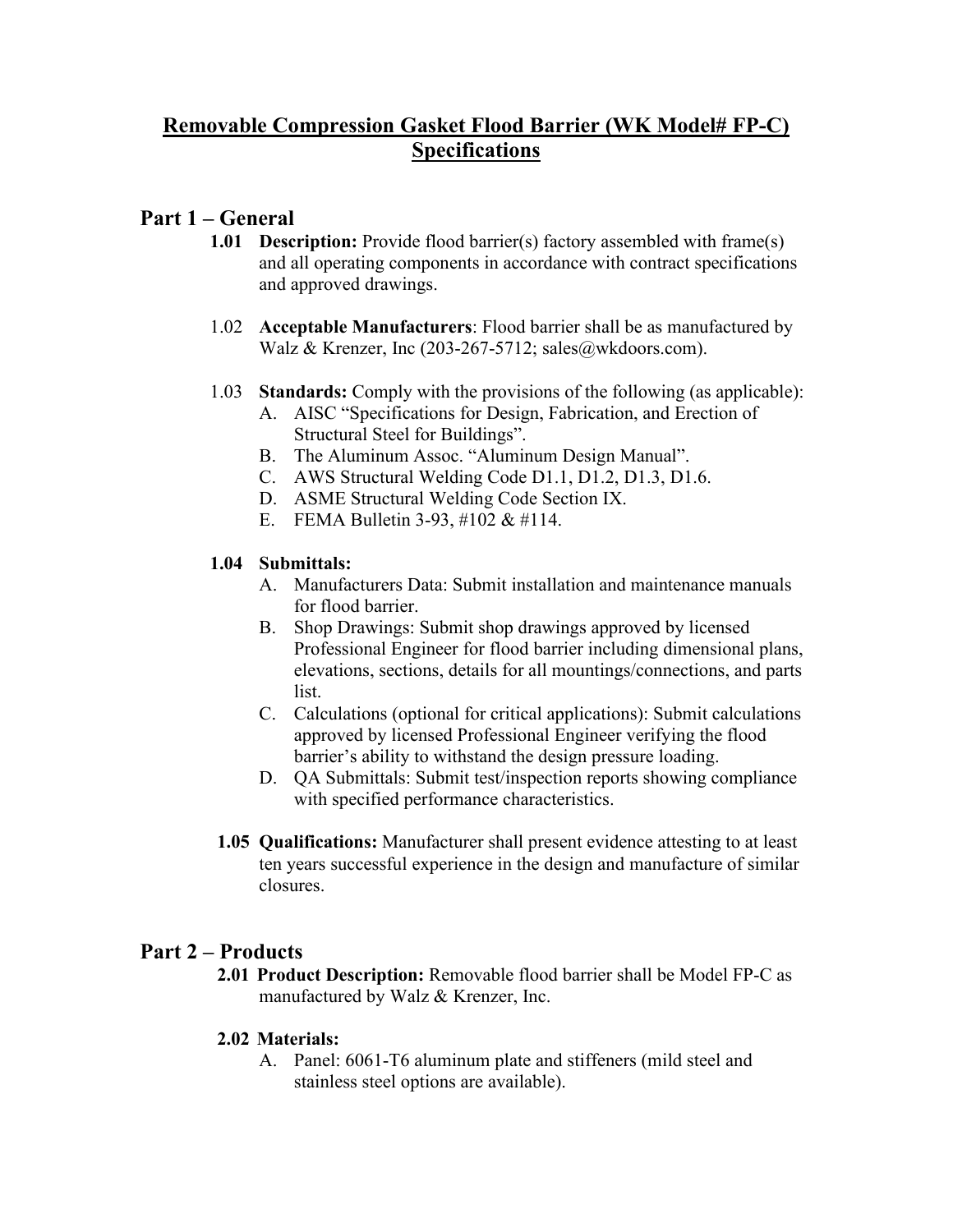# Removable Compression Gasket Flood Barrier (WK Model# FP-C) Specifications

## Part 1 – General

**1.01 Description:** Provide flood barrier(s) factory assembled with frame(s) and all operating components in accordance with contract specifications and approved drawings.

1.02 **Acceptable Manufacturers**: Flood barrier shall be as manufactured by Walz & Krenzer, Inc (203-267-5712; sales@wkdoors.com).

1.03 **Standards:** Comply with the provisions of the following (as applicable):

A. AISC "Specifications for Design, Fabrication, and Erection of Structural Steel for Buildings".
B. The Aluminum Assoc. "Aluminum Design Manual".
C. AWS Structural Welding Code D1.1, D1.2, D1.3, D1.6.
D. ASME Structural Welding Code Section IX.
E. FEMA Bulletin 3-93, #102 & #114.

**1.04 Submittals:**

A. Manufacturers Data: Submit installation and maintenance manuals for flood barrier.
B. Shop Drawings: Submit shop drawings approved by licensed Professional Engineer for flood barrier including dimensional plans, elevations, sections, details for all mountings/connections, and parts list.
C. Calculations (optional for critical applications): Submit calculations approved by licensed Professional Engineer verifying the flood barrier's ability to withstand the design pressure loading.
D. QA Submittals: Submit test/inspection reports showing compliance with specified performance characteristics.

**1.05 Qualifications:** Manufacturer shall present evidence attesting to at least ten years successful experience in the design and manufacture of similar closures.

## Part 2 – Products

**2.01 Product Description:** Removable flood barrier shall be Model FP-C as manufactured by Walz & Krenzer, Inc.

**2.02 Materials:**

A. Panel: 6061-T6 aluminum plate and stiffeners (mild steel and stainless steel options are available).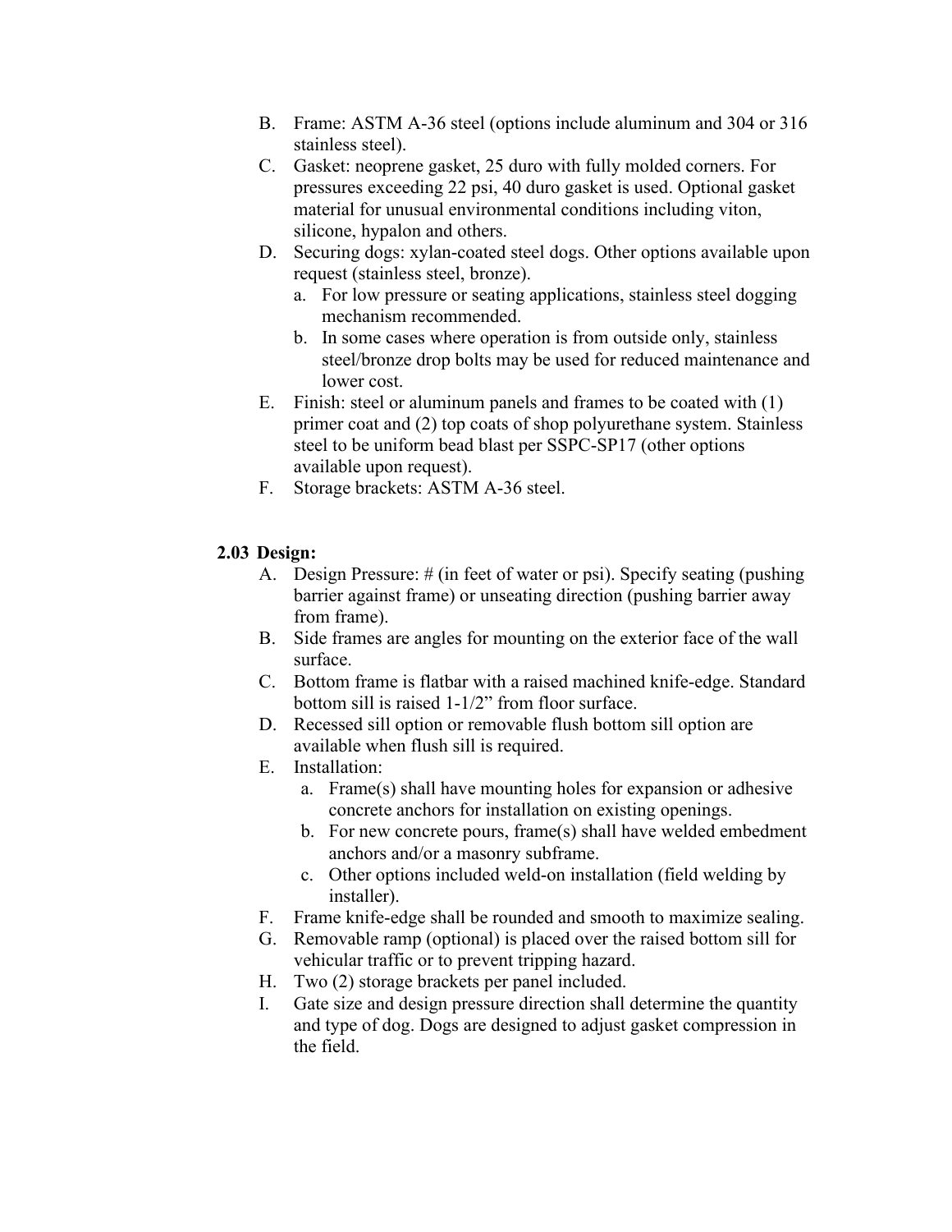B. Frame: ASTM A-36 steel (options include aluminum and 304 or 316 stainless steel).

C. Gasket: neoprene gasket, 25 duro with fully molded corners. For pressures exceeding 22 psi, 40 duro gasket is used. Optional gasket material for unusual environmental conditions including viton, silicone, hypalon and others.

D. Securing dogs: xylan-coated steel dogs. Other options available upon request (stainless steel, bronze).

   a. For low pressure or seating applications, stainless steel dogging mechanism recommended.

   b. In some cases where operation is from outside only, stainless steel/bronze drop bolts may be used for reduced maintenance and lower cost.

E. Finish: steel or aluminum panels and frames to be coated with (1) primer coat and (2) top coats of shop polyurethane system. Stainless steel to be uniform bead blast per SSPC-SP17 (other options available upon request).

F. Storage brackets: ASTM A-36 steel.

**2.03 Design:**

A. Design Pressure: # (in feet of water or psi). Specify seating (pushing barrier against frame) or unseating direction (pushing barrier away from frame).

B. Side frames are angles for mounting on the exterior face of the wall surface.

C. Bottom frame is flatbar with a raised machined knife-edge. Standard bottom sill is raised 1-1/2" from floor surface.

D. Recessed sill option or removable flush bottom sill option are available when flush sill is required.

E. Installation:

   a. Frame(s) shall have mounting holes for expansion or adhesive concrete anchors for installation on existing openings.

   b. For new concrete pours, frame(s) shall have welded embedment anchors and/or a masonry subframe.

   c. Other options included weld-on installation (field welding by installer).

F. Frame knife-edge shall be rounded and smooth to maximize sealing.

G. Removable ramp (optional) is placed over the raised bottom sill for vehicular traffic or to prevent tripping hazard.

H. Two (2) storage brackets per panel included.

I. Gate size and design pressure direction shall determine the quantity and type of dog. Dogs are designed to adjust gasket compression in the field.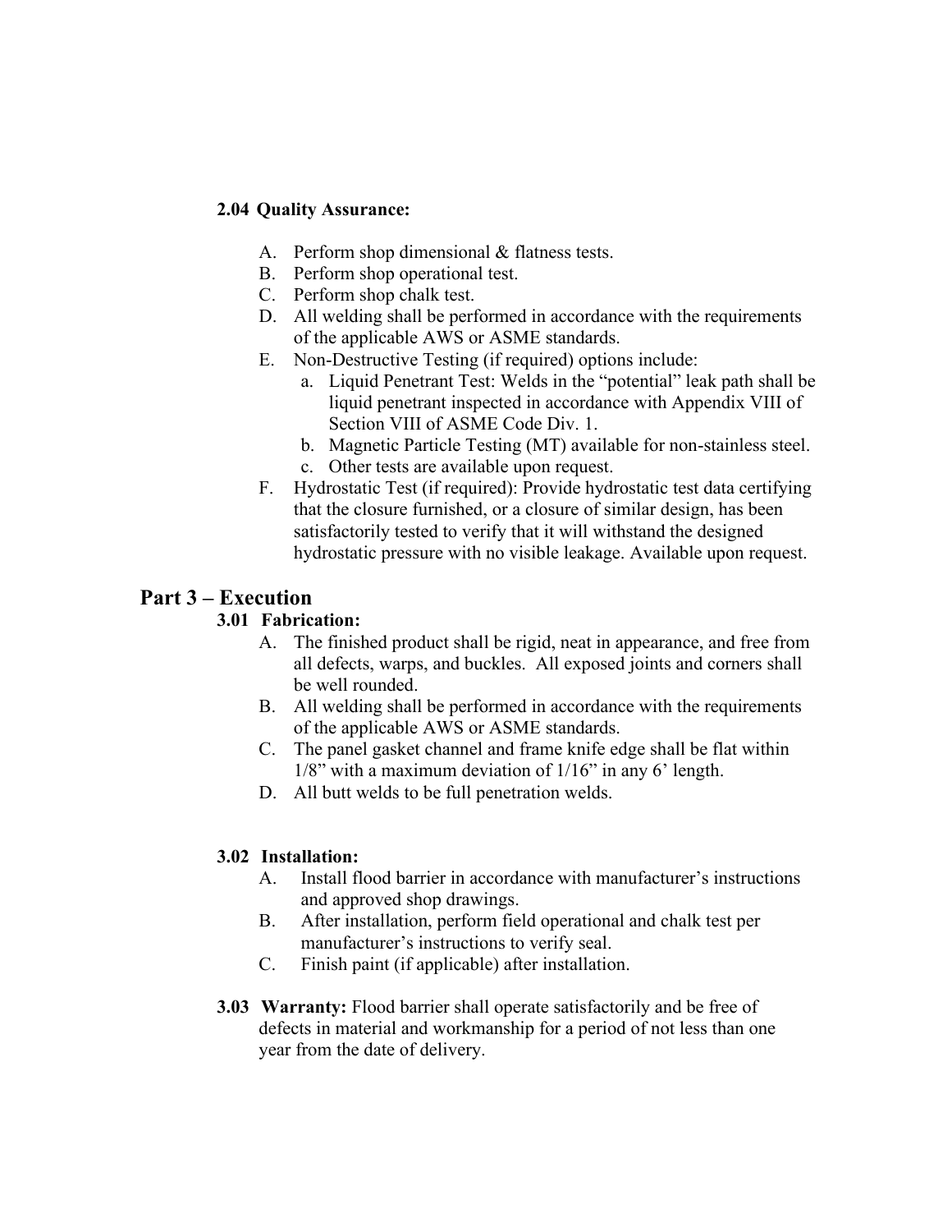### 2.04 Quality Assurance:

A. Perform shop dimensional & flatness tests.
B. Perform shop operational test.
C. Perform shop chalk test.
D. All welding shall be performed in accordance with the requirements of the applicable AWS or ASME standards.
E. Non-Destructive Testing (if required) options include:
   a. Liquid Penetrant Test: Welds in the "potential" leak path shall be liquid penetrant inspected in accordance with Appendix VIII of Section VIII of ASME Code Div. 1.
   b. Magnetic Particle Testing (MT) available for non-stainless steel.
   c. Other tests are available upon request.
F. Hydrostatic Test (if required): Provide hydrostatic test data certifying that the closure furnished, or a closure of similar design, has been satisfactorily tested to verify that it will withstand the designed hydrostatic pressure with no visible leakage. Available upon request.

## Part 3 – Execution

### 3.01 Fabrication:

A. The finished product shall be rigid, neat in appearance, and free from all defects, warps, and buckles. All exposed joints and corners shall be well rounded.
B. All welding shall be performed in accordance with the requirements of the applicable AWS or ASME standards.
C. The panel gasket channel and frame knife edge shall be flat within 1/8" with a maximum deviation of 1/16" in any 6' length.
D. All butt welds to be full penetration welds.

### 3.02 Installation:

A. Install flood barrier in accordance with manufacturer's instructions and approved shop drawings.
B. After installation, perform field operational and chalk test per manufacturer's instructions to verify seal.
C. Finish paint (if applicable) after installation.

**3.03 Warranty:** Flood barrier shall operate satisfactorily and be free of defects in material and workmanship for a period of not less than one year from the date of delivery.